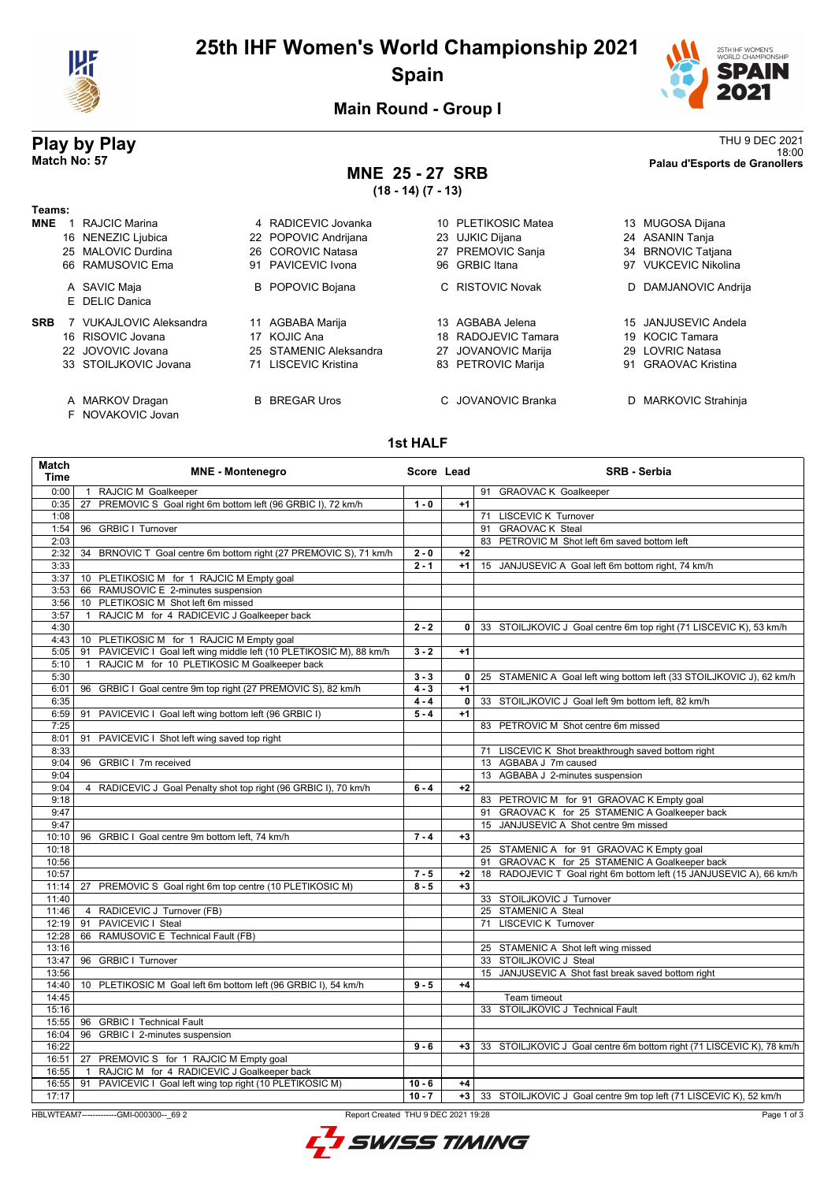# 25th IHF Women's World Championship 2021

## Spain

### Main Round - Group I

## Play by Play

**Match No: 57**

THU 9 DEC 2021
18:00
**Palau d'Esports de Granollers**

## MNE 25 - 27 SRB

**(18 - 14) (7 - 13)**

**Teams:**

**MNE**
1 RAJCIC Marina, 4 RADICEVIC Jovanka, 10 PLETIKOSIC Matea, 13 MUGOSA Dijana
16 NENEZIC Ljubica, 22 POPOVIC Andrijana, 23 UJKIC Dijana, 24 ASANIN Tanja
25 MALOVIC Durdina, 26 COROVIC Natasa, 27 PREMOVIC Sanja, 34 BRNOVIC Tatjana
66 RAMUSOVIC Ema, 91 PAVICEVIC Ivona, 96 GRBIC Itana, 97 VUKCEVIC Nikolina

A SAVIC Maja, B POPOVIC Bojana, C RISTOVIC Novak, D DAMJANOVIC Andrija
E DELIC Danica

**SRB**
7 VUKAJLOVIC Aleksandra, 11 AGBABA Marija, 13 AGBABA Jelena, 15 JANJUSEVIC Andela
16 RISOVIC Jovana, 17 KOJIC Ana, 18 RADOJEVIC Tamara, 19 KOCIC Tamara
22 JOVOVIC Jovana, 25 STAMENIC Aleksandra, 27 JOVANOVIC Marija, 29 LOVRIC Natasa
33 STOILJKOVIC Jovana, 71 LISCEVIC Kristina, 83 PETROVIC Marija, 91 GRAOVAC Kristina

A MARKOV Dragan, B BREGAR Uros, C JOVANOVIC Branka, D MARKOVIC Strahinja
F NOVAKOVIC Jovan

### 1st HALF

| Match Time | MNE - Montenegro | Score | Lead | SRB - Serbia |
|---|---|---|---|---|
| 0:00 | 1 RAJCIC M Goalkeeper | | | 91 GRAOVAC K Goalkeeper |
| 0:35 | 27 PREMOVIC S Goal right 6m bottom left (96 GRBIC I), 72 km/h | 1 - 0 | +1 | |
| 1:08 | | | | 71 LISCEVIC K Turnover |
| 1:54 | 96 GRBIC I Turnover | | | 91 GRAOVAC K Steal |
| 2:03 | | | | 83 PETROVIC M Shot left 6m saved bottom left |
| 2:32 | 34 BRNOVIC T Goal centre 6m bottom right (27 PREMOVIC S), 71 km/h | 2 - 0 | +2 | |
| 3:33 | | 2 - 1 | +1 | 15 JANJUSEVIC A Goal left 6m bottom right, 74 km/h |
| 3:37 | 10 PLETIKOSIC M for 1 RAJCIC M Empty goal | | | |
| 3:53 | 66 RAMUSOVIC E 2-minutes suspension | | | |
| 3:56 | 10 PLETIKOSIC M Shot left 6m missed | | | |
| 3:57 | 1 RAJCIC M for 4 RADICEVIC J Goalkeeper back | | | |
| 4:30 | | 2 - 2 | 0 | 33 STOILJKOVIC J Goal centre 6m top right (71 LISCEVIC K), 53 km/h |
| 4:43 | 10 PLETIKOSIC M for 1 RAJCIC M Empty goal | | | |
| 5:05 | 91 PAVICEVIC I Goal left wing middle left (10 PLETIKOSIC M), 88 km/h | 3 - 2 | +1 | |
| 5:10 | 1 RAJCIC M for 10 PLETIKOSIC M Goalkeeper back | | | |
| 5:30 | | 3 - 3 | 0 | 25 STAMENIC A Goal left wing bottom left (33 STOILJKOVIC J), 62 km/h |
| 6:01 | 96 GRBIC I Goal centre 9m top right (27 PREMOVIC S), 82 km/h | 4 - 3 | +1 | |
| 6:35 | | 4 - 4 | 0 | 33 STOILJKOVIC J Goal left 9m bottom left, 82 km/h |
| 6:59 | 91 PAVICEVIC I Goal left wing bottom left (96 GRBIC I) | 5 - 4 | +1 | |
| 7:25 | | | | 83 PETROVIC M Shot centre 6m missed |
| 8:01 | 91 PAVICEVIC I Shot left wing saved top right | | | |
| 8:33 | | | | 71 LISCEVIC K Shot breakthrough saved bottom right |
| 9:04 | 96 GRBIC I 7m received | | | 13 AGBABA J 7m caused |
| 9:04 | | | | 13 AGBABA J 2-minutes suspension |
| 9:04 | 4 RADICEVIC J Goal Penalty shot top right (96 GRBIC I), 70 km/h | 6 - 4 | +2 | |
| 9:18 | | | | 83 PETROVIC M for 91 GRAOVAC K Empty goal |
| 9:47 | | | | 91 GRAOVAC K for 25 STAMENIC A Goalkeeper back |
| 9:47 | | | | 15 JANJUSEVIC A Shot centre 9m missed |
| 10:10 | 96 GRBIC I Goal centre 9m bottom left, 74 km/h | 7 - 4 | +3 | |
| 10:18 | | | | 25 STAMENIC A for 91 GRAOVAC K Empty goal |
| 10:56 | | | | 91 GRAOVAC K for 25 STAMENIC A Goalkeeper back |
| 10:57 | | 7 - 5 | +2 | 18 RADOJEVIC T Goal right 6m bottom left (15 JANJUSEVIC A), 66 km/h |
| 11:14 | 27 PREMOVIC S Goal right 6m top centre (10 PLETIKOSIC M) | 8 - 5 | +3 | |
| 11:40 | | | | 33 STOILJKOVIC J Turnover |
| 11:46 | 4 RADICEVIC J Turnover (FB) | | | 25 STAMENIC A Steal |
| 12:19 | 91 PAVICEVIC I Steal | | | 71 LISCEVIC K Turnover |
| 12:28 | 66 RAMUSOVIC E Technical Fault (FB) | | | |
| 13:16 | | | | 25 STAMENIC A Shot left wing missed |
| 13:47 | 96 GRBIC I Turnover | | | 33 STOILJKOVIC J Steal |
| 13:56 | | | | 15 JANJUSEVIC A Shot fast break saved bottom right |
| 14:40 | 10 PLETIKOSIC M Goal left 6m bottom left (96 GRBIC I), 54 km/h | 9 - 5 | +4 | |
| 14:45 | | | | Team timeout |
| 15:16 | | | | 33 STOILJKOVIC J Technical Fault |
| 15:55 | 96 GRBIC I Technical Fault | | | |
| 16:04 | 96 GRBIC I 2-minutes suspension | | | |
| 16:22 | | 9 - 6 | +3 | 33 STOILJKOVIC J Goal centre 6m bottom right (71 LISCEVIC K), 78 km/h |
| 16:51 | 27 PREMOVIC S for 1 RAJCIC M Empty goal | | | |
| 16:55 | 1 RAJCIC M for 4 RADICEVIC J Goalkeeper back | | | |
| 16:55 | 91 PAVICEVIC I Goal left wing top right (10 PLETIKOSIC M) | 10 - 6 | +4 | |
| 17:17 | | 10 - 7 | +3 | 33 STOILJKOVIC J Goal centre 9m top left (71 LISCEVIC K), 52 km/h |

HBLWTEAM7-------------GMI-000300--_69 2 Report Created THU 9 DEC 2021 19:28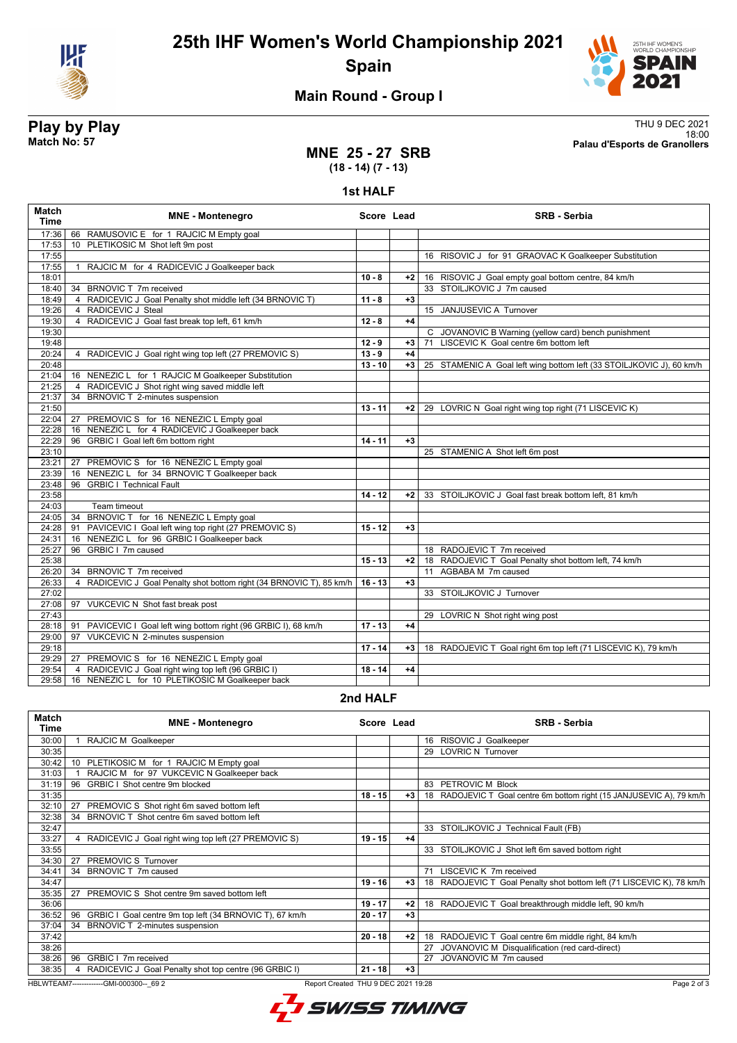# 25th IHF Women's World Championship 2021

**Spain**

## Main Round - Group I

**Play by Play**
**Match No: 57**

THU 9 DEC 2021
18:00
**Palau d'Esports de Granollers**

### MNE 25 - 27 SRB
**(18 - 14) (7 - 13)**

### 1st HALF

| Match Time | MNE - Montenegro | Score | Lead | SRB - Serbia |
|---|---|---|---|---|
| 17:36 | 66 RAMUSOVIC E for 1 RAJCIC M Empty goal | | | |
| 17:53 | 10 PLETIKOSIC M Shot left 9m post | | | |
| 17:55 | | | | 16 RISOVIC J for 91 GRAOVAC K Goalkeeper Substitution |
| 17:55 | 1 RAJCIC M for 4 RADICEVIC J Goalkeeper back | | | |
| 18:01 | | 10 - 8 | +2 | 16 RISOVIC J Goal empty goal bottom centre, 84 km/h |
| 18:40 | 34 BRNOVIC T 7m received | | | 33 STOILJKOVIC J 7m caused |
| 18:49 | 4 RADICEVIC J Goal Penalty shot middle left (34 BRNOVIC T) | 11 - 8 | +3 | |
| 19:26 | 4 RADICEVIC J Steal | | | 15 JANJUSEVIC A Turnover |
| 19:30 | 4 RADICEVIC J Goal fast break top left, 61 km/h | 12 - 8 | +4 | |
| 19:30 | | | | C JOVANOVIC B Warning (yellow card) bench punishment |
| 19:48 | | 12 - 9 | +3 | 71 LISCEVIC K Goal centre 6m bottom left |
| 20:24 | 4 RADICEVIC J Goal right wing top left (27 PREMOVIC S) | 13 - 9 | +4 | |
| 20:48 | | 13 - 10 | +3 | 25 STAMENIC A Goal left wing bottom left (33 STOILJKOVIC J), 60 km/h |
| 21:04 | 16 NENEZIC L for 1 RAJCIC M Goalkeeper Substitution | | | |
| 21:25 | 4 RADICEVIC J Shot right wing saved middle left | | | |
| 21:37 | 34 BRNOVIC T 2-minutes suspension | | | |
| 21:50 | | 13 - 11 | +2 | 29 LOVRIC N Goal right wing top right (71 LISCEVIC K) |
| 22:04 | 27 PREMOVIC S for 16 NENEZIC L Empty goal | | | |
| 22:28 | 16 NENEZIC L for 4 RADICEVIC J Goalkeeper back | | | |
| 22:29 | 96 GRBIC I Goal left 6m bottom right | 14 - 11 | +3 | |
| 23:10 | | | | 25 STAMENIC A Shot left 6m post |
| 23:21 | 27 PREMOVIC S for 16 NENEZIC L Empty goal | | | |
| 23:39 | 16 NENEZIC L for 34 BRNOVIC T Goalkeeper back | | | |
| 23:48 | 96 GRBIC I Technical Fault | | | |
| 23:58 | | 14 - 12 | +2 | 33 STOILJKOVIC J Goal fast break bottom left, 81 km/h |
| 24:03 | Team timeout | | | |
| 24:05 | 34 BRNOVIC T for 16 NENEZIC L Empty goal | | | |
| 24:28 | 91 PAVICEVIC I Goal left wing top right (27 PREMOVIC S) | 15 - 12 | +3 | |
| 24:31 | 16 NENEZIC L for 96 GRBIC I Goalkeeper back | | | |
| 25:27 | 96 GRBIC I 7m caused | | | 18 RADOJEVIC T 7m received |
| 25:38 | | 15 - 13 | +2 | 18 RADOJEVIC T Goal Penalty shot bottom left, 74 km/h |
| 26:20 | 34 BRNOVIC T 7m received | | | 11 AGBABA M 7m caused |
| 26:33 | 4 RADICEVIC J Goal Penalty shot bottom right (34 BRNOVIC T), 85 km/h | 16 - 13 | +3 | |
| 27:02 | | | | 33 STOILJKOVIC J Turnover |
| 27:08 | 97 VUKCEVIC N Shot fast break post | | | |
| 27:43 | | | | 29 LOVRIC N Shot right wing post |
| 28:18 | 91 PAVICEVIC I Goal left wing bottom right (96 GRBIC I), 68 km/h | 17 - 13 | +4 | |
| 29:00 | 97 VUKCEVIC N 2-minutes suspension | | | |
| 29:18 | | 17 - 14 | +3 | 18 RADOJEVIC T Goal right 6m top left (71 LISCEVIC K), 79 km/h |
| 29:29 | 27 PREMOVIC S for 16 NENEZIC L Empty goal | | | |
| 29:54 | 4 RADICEVIC J Goal right wing top left (96 GRBIC I) | 18 - 14 | +4 | |
| 29:58 | 16 NENEZIC L for 10 PLETIKOSIC M Goalkeeper back | | | |

### 2nd HALF

| Match Time | MNE - Montenegro | Score | Lead | SRB - Serbia |
|---|---|---|---|---|
| 30:00 | 1 RAJCIC M Goalkeeper | | | 16 RISOVIC J Goalkeeper |
| 30:35 | | | | 29 LOVRIC N Turnover |
| 30:42 | 10 PLETIKOSIC M for 1 RAJCIC M Empty goal | | | |
| 31:03 | 1 RAJCIC M for 97 VUKCEVIC N Goalkeeper back | | | |
| 31:19 | 96 GRBIC I Shot centre 9m blocked | | | 83 PETROVIC M Block |
| 31:35 | | 18 - 15 | +3 | 18 RADOJEVIC T Goal centre 6m bottom right (15 JANJUSEVIC A), 79 km/h |
| 32:10 | 27 PREMOVIC S Shot right 6m saved bottom left | | | |
| 32:38 | 34 BRNOVIC T Shot centre 6m saved bottom left | | | |
| 32:47 | | | | 33 STOILJKOVIC J Technical Fault (FB) |
| 33:27 | 4 RADICEVIC J Goal right wing top left (27 PREMOVIC S) | 19 - 15 | +4 | |
| 33:55 | | | | 33 STOILJKOVIC J Shot left 6m saved bottom right |
| 34:30 | 27 PREMOVIC S Turnover | | | |
| 34:41 | 34 BRNOVIC T 7m caused | | | 71 LISCEVIC K 7m received |
| 34:47 | | 19 - 16 | +3 | 18 RADOJEVIC T Goal Penalty shot bottom left (71 LISCEVIC K), 78 km/h |
| 35:35 | 27 PREMOVIC S Shot centre 9m saved bottom left | | | |
| 36:06 | | 19 - 17 | +2 | 18 RADOJEVIC T Goal breakthrough middle left, 90 km/h |
| 36:52 | 96 GRBIC I Goal centre 9m top left (34 BRNOVIC T), 67 km/h | 20 - 17 | +3 | |
| 37:04 | 34 BRNOVIC T 2-minutes suspension | | | |
| 37:42 | | 20 - 18 | +2 | 18 RADOJEVIC T Goal centre 6m middle right, 84 km/h |
| 38:26 | | | | 27 JOVANOVIC M Disqualification (red card-direct) |
| 38:26 | 96 GRBIC I 7m received | | | 27 JOVANOVIC M 7m caused |
| 38:35 | 4 RADICEVIC J Goal Penalty shot top centre (96 GRBIC I) | 21 - 18 | +3 | |

HBLWTEAM7-------------GMI-000300--_69 2 Report Created THU 9 DEC 2021 19:28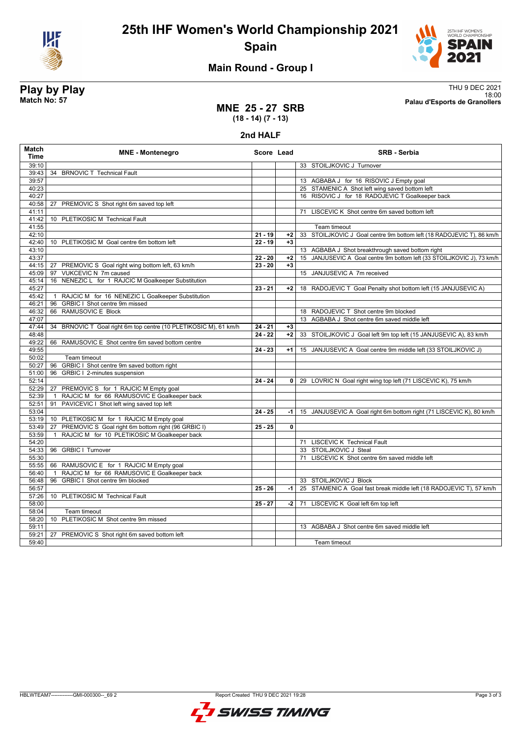# 25th IHF Women's World Championship 2021

**Spain**

## Main Round - Group I

**Play by Play**
**Match No: 57**

THU 9 DEC 2021
18:00
**Palau d'Esports de Granollers**

### MNE 25 - 27 SRB

**(18 - 14) (7 - 13)**

### 2nd HALF

| Match Time | MNE - Montenegro | Score | Lead | SRB - Serbia |
|---|---|---|---|---|
| 39:10 | | | | 33 STOILJKOVIC J Turnover |
| 39:43 | 34 BRNOVIC T Technical Fault | | | |
| 39:57 | | | | 13 AGBABA J for 16 RISOVIC J Empty goal |
| 40:23 | | | | 25 STAMENIC A Shot left wing saved bottom left |
| 40:27 | | | | 16 RISOVIC J for 18 RADOJEVIC T Goalkeeper back |
| 40:58 | 27 PREMOVIC S Shot right 6m saved top left | | | |
| 41:11 | | | | 71 LISCEVIC K Shot centre 6m saved bottom left |
| 41:42 | 10 PLETIKOSIC M Technical Fault | | | |
| 41:55 | | | | Team timeout |
| 42:10 | | 21 - 19 | +2 | 33 STOILJKOVIC J Goal centre 9m bottom left (18 RADOJEVIC T), 86 km/h |
| 42:40 | 10 PLETIKOSIC M Goal centre 6m bottom left | 22 - 19 | +3 | |
| 43:10 | | | | 13 AGBABA J Shot breakthrough saved bottom right |
| 43:37 | | 22 - 20 | +2 | 15 JANJUSEVIC A Goal centre 9m bottom left (33 STOILJKOVIC J), 73 km/h |
| 44:15 | 27 PREMOVIC S Goal right wing bottom left, 63 km/h | 23 - 20 | +3 | |
| 45:09 | 97 VUKCEVIC N 7m caused | | | 15 JANJUSEVIC A 7m received |
| 45:14 | 16 NENEZIC L for 1 RAJCIC M Goalkeeper Substitution | | | |
| 45:27 | | 23 - 21 | +2 | 18 RADOJEVIC T Goal Penalty shot bottom left (15 JANJUSEVIC A) |
| 45:42 | 1 RAJCIC M for 16 NENEZIC L Goalkeeper Substitution | | | |
| 46:21 | 96 GRBIC I Shot centre 9m missed | | | |
| 46:32 | 66 RAMUSOVIC E Block | | | 18 RADOJEVIC T Shot centre 9m blocked |
| 47:07 | | | | 13 AGBABA J Shot centre 6m saved middle left |
| 47:44 | 34 BRNOVIC T Goal right 6m top centre (10 PLETIKOSIC M), 61 km/h | 24 - 21 | +3 | |
| 48:48 | | 24 - 22 | +2 | 33 STOILJKOVIC J Goal left 9m top left (15 JANJUSEVIC A), 83 km/h |
| 49:22 | 66 RAMUSOVIC E Shot centre 6m saved bottom centre | | | |
| 49:55 | | 24 - 23 | +1 | 15 JANJUSEVIC A Goal centre 9m middle left (33 STOILJKOVIC J) |
| 50:02 | Team timeout | | | |
| 50:27 | 96 GRBIC I Shot centre 9m saved bottom right | | | |
| 51:00 | 96 GRBIC I 2-minutes suspension | | | |
| 52:14 | | 24 - 24 | 0 | 29 LOVRIC N Goal right wing top left (71 LISCEVIC K), 75 km/h |
| 52:29 | 27 PREMOVIC S for 1 RAJCIC M Empty goal | | | |
| 52:39 | 1 RAJCIC M for 66 RAMUSOVIC E Goalkeeper back | | | |
| 52:51 | 91 PAVICEVIC I Shot left wing saved top left | | | |
| 53:04 | | 24 - 25 | -1 | 15 JANJUSEVIC A Goal right 6m bottom right (71 LISCEVIC K), 80 km/h |
| 53:19 | 10 PLETIKOSIC M for 1 RAJCIC M Empty goal | | | |
| 53:49 | 27 PREMOVIC S Goal right 6m bottom right (96 GRBIC I) | 25 - 25 | 0 | |
| 53:59 | 1 RAJCIC M for 10 PLETIKOSIC M Goalkeeper back | | | |
| 54:20 | | | | 71 LISCEVIC K Technical Fault |
| 54:33 | 96 GRBIC I Turnover | | | 33 STOILJKOVIC J Steal |
| 55:30 | | | | 71 LISCEVIC K Shot centre 6m saved middle left |
| 55:55 | 66 RAMUSOVIC E for 1 RAJCIC M Empty goal | | | |
| 56:40 | 1 RAJCIC M for 66 RAMUSOVIC E Goalkeeper back | | | |
| 56:48 | 96 GRBIC I Shot centre 9m blocked | | | 33 STOILJKOVIC J Block |
| 56:57 | | 25 - 26 | -1 | 25 STAMENIC A Goal fast break middle left (18 RADOJEVIC T), 57 km/h |
| 57:26 | 10 PLETIKOSIC M Technical Fault | | | |
| 58:00 | | 25 - 27 | -2 | 71 LISCEVIC K Goal left 6m top left |
| 58:04 | Team timeout | | | |
| 58:20 | 10 PLETIKOSIC M Shot centre 9m missed | | | |
| 59:11 | | | | 13 AGBABA J Shot centre 6m saved middle left |
| 59:21 | 27 PREMOVIC S Shot right 6m saved bottom left | | | |
| 59:40 | | | | Team timeout |

HBLWTEAM7-------------GMI-000300--_69 2 Report Created THU 9 DEC 2021 19:28